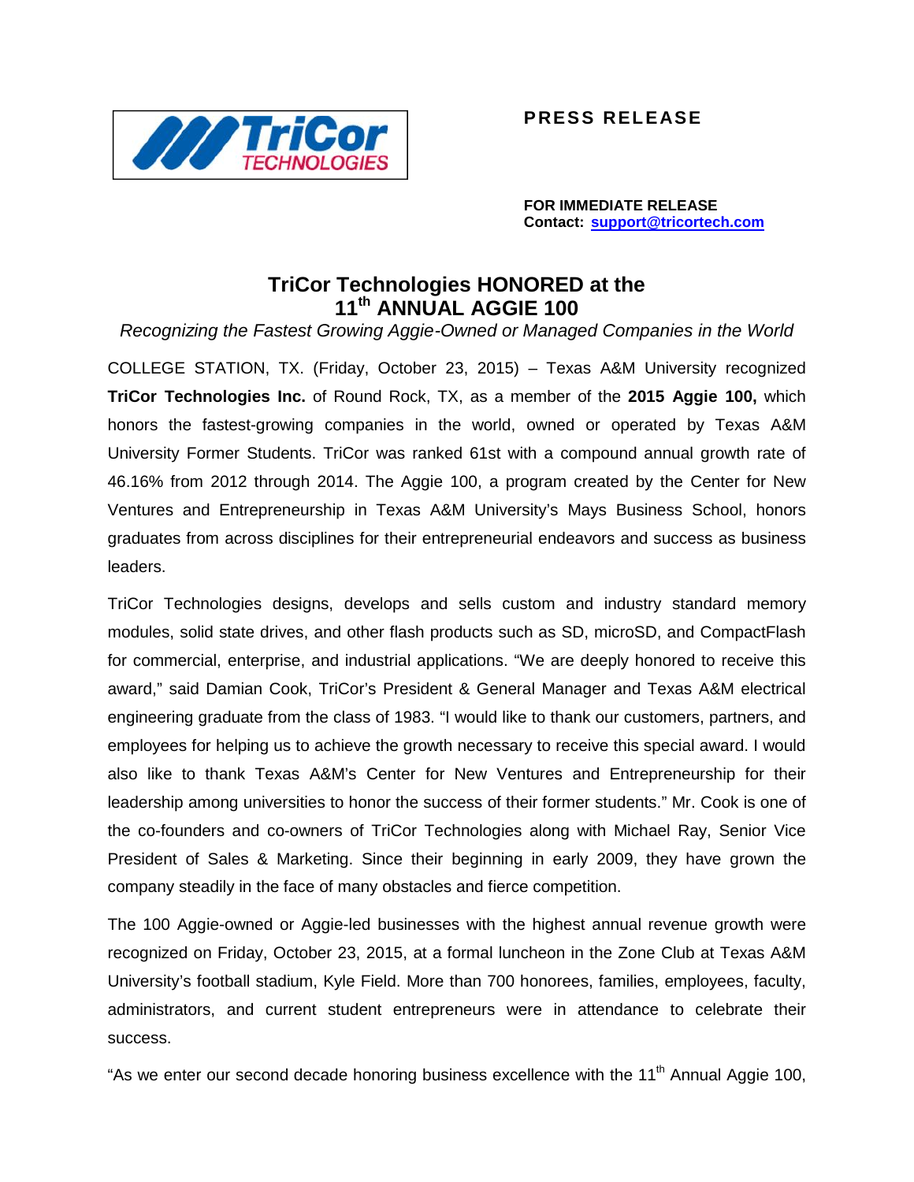TriCor TECHNOLOGIES

**PRESS RELEASE**

**FOR IMMEDIATE RELEASE**
**Contact: support@tricortech.com**

# TriCor Technologies HONORED at the 11th ANNUAL AGGIE 100

*Recognizing the Fastest Growing Aggie-Owned or Managed Companies in the World*

COLLEGE STATION, TX. (Friday, October 23, 2015) – Texas A&M University recognized **TriCor Technologies Inc.** of Round Rock, TX, as a member of the **2015 Aggie 100,** which honors the fastest-growing companies in the world, owned or operated by Texas A&M University Former Students. TriCor was ranked 61st with a compound annual growth rate of 46.16% from 2012 through 2014. The Aggie 100, a program created by the Center for New Ventures and Entrepreneurship in Texas A&M University's Mays Business School, honors graduates from across disciplines for their entrepreneurial endeavors and success as business leaders.

TriCor Technologies designs, develops and sells custom and industry standard memory modules, solid state drives, and other flash products such as SD, microSD, and CompactFlash for commercial, enterprise, and industrial applications. "We are deeply honored to receive this award," said Damian Cook, TriCor's President & General Manager and Texas A&M electrical engineering graduate from the class of 1983. "I would like to thank our customers, partners, and employees for helping us to achieve the growth necessary to receive this special award. I would also like to thank Texas A&M's Center for New Ventures and Entrepreneurship for their leadership among universities to honor the success of their former students." Mr. Cook is one of the co-founders and co-owners of TriCor Technologies along with Michael Ray, Senior Vice President of Sales & Marketing. Since their beginning in early 2009, they have grown the company steadily in the face of many obstacles and fierce competition.

The 100 Aggie-owned or Aggie-led businesses with the highest annual revenue growth were recognized on Friday, October 23, 2015, at a formal luncheon in the Zone Club at Texas A&M University's football stadium, Kyle Field. More than 700 honorees, families, employees, faculty, administrators, and current student entrepreneurs were in attendance to celebrate their success.

"As we enter our second decade honoring business excellence with the 11th Annual Aggie 100,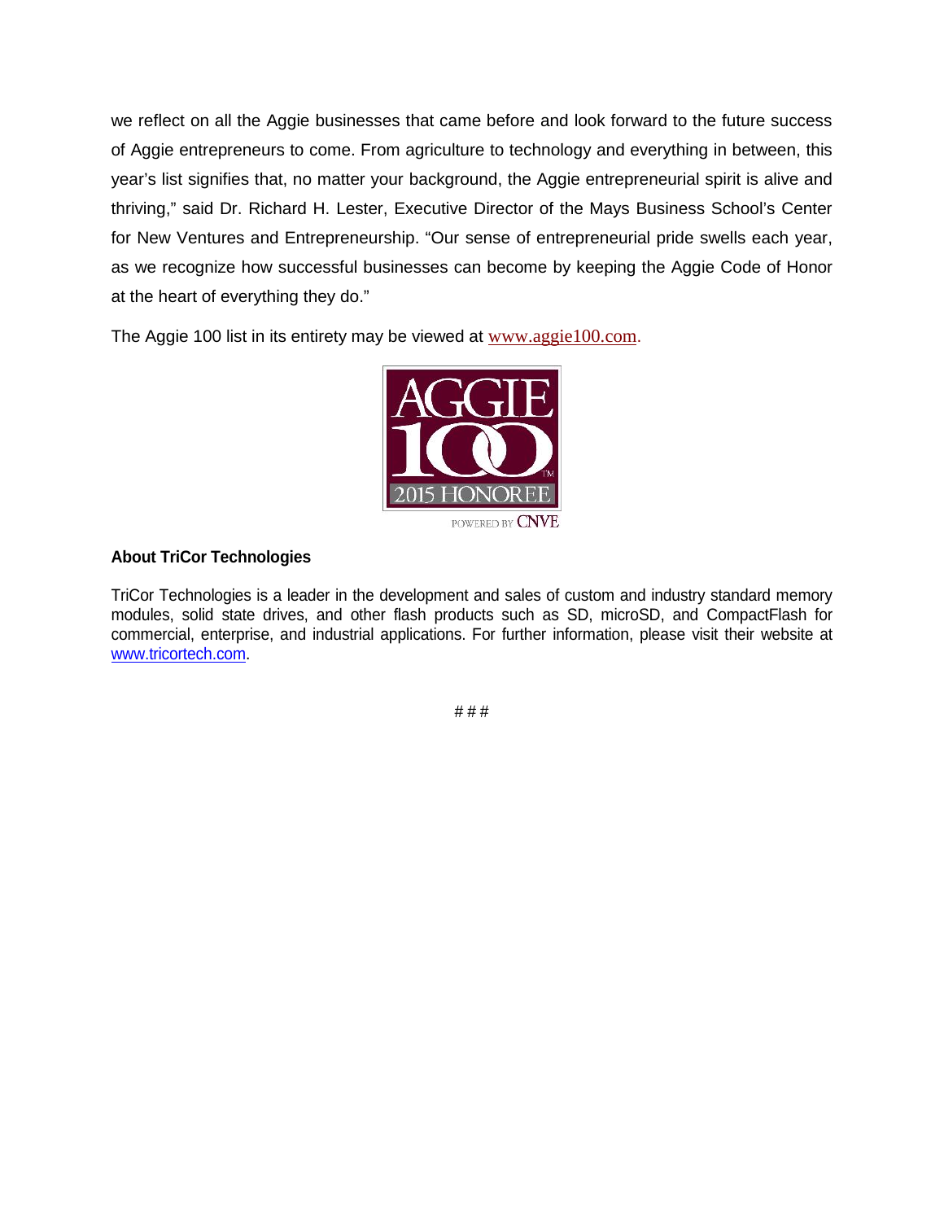we reflect on all the Aggie businesses that came before and look forward to the future success of Aggie entrepreneurs to come. From agriculture to technology and everything in between, this year's list signifies that, no matter your background, the Aggie entrepreneurial spirit is alive and thriving," said Dr. Richard H. Lester, Executive Director of the Mays Business School's Center for New Ventures and Entrepreneurship. "Our sense of entrepreneurial pride swells each year, as we recognize how successful businesses can become by keeping the Aggie Code of Honor at the heart of everything they do."

The Aggie 100 list in its entirety may be viewed at www.aggie100.com.

AGGIE 100 ™
2015 HONOREE
POWERED BY CNVE

**About TriCor Technologies**

TriCor Technologies is a leader in the development and sales of custom and industry standard memory modules, solid state drives, and other flash products such as SD, microSD, and CompactFlash for commercial, enterprise, and industrial applications. For further information, please visit their website at www.tricortech.com.

# # #